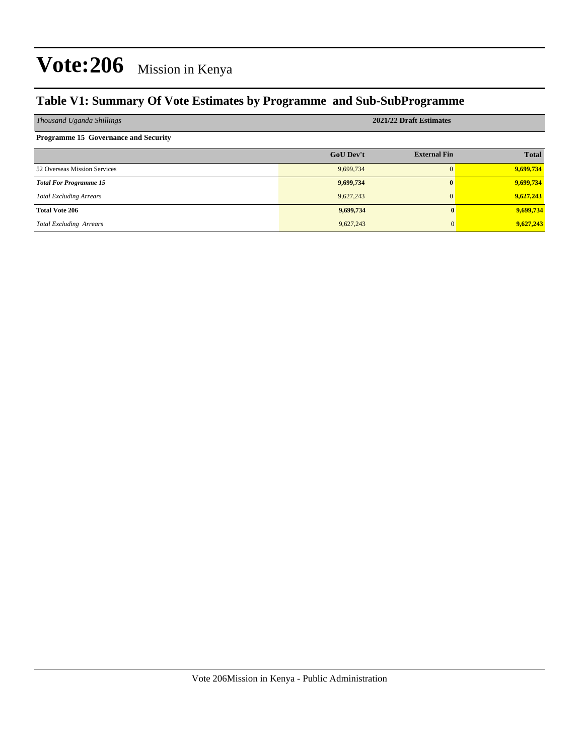# Vote:206 Mission in Kenya

## Table V1: Summary Of Vote Estimates by Programme and Sub-SubProgramme

| *Thousand Uganda Shillings* | 2021/22 Draft Estimates | | |
|---|---|---|---|
| **Programme 15 Governance and Security** | | | |
| | **GoU Dev't** | **External Fin** | **Total** |
| 52 Overseas Mission Services | 9,699,734 | 0 | **9,699,734** |
| ***Total For Programme 15*** | **9,699,734** | **0** | **9,699,734** |
| *Total Excluding Arrears* | 9,627,243 | 0 | **9,627,243** |
| **Total Vote 206** | **9,699,734** | **0** | **9,699,734** |
| *Total Excluding Arrears* | 9,627,243 | 0 | **9,627,243** |

Vote 206Mission in Kenya - Public Administration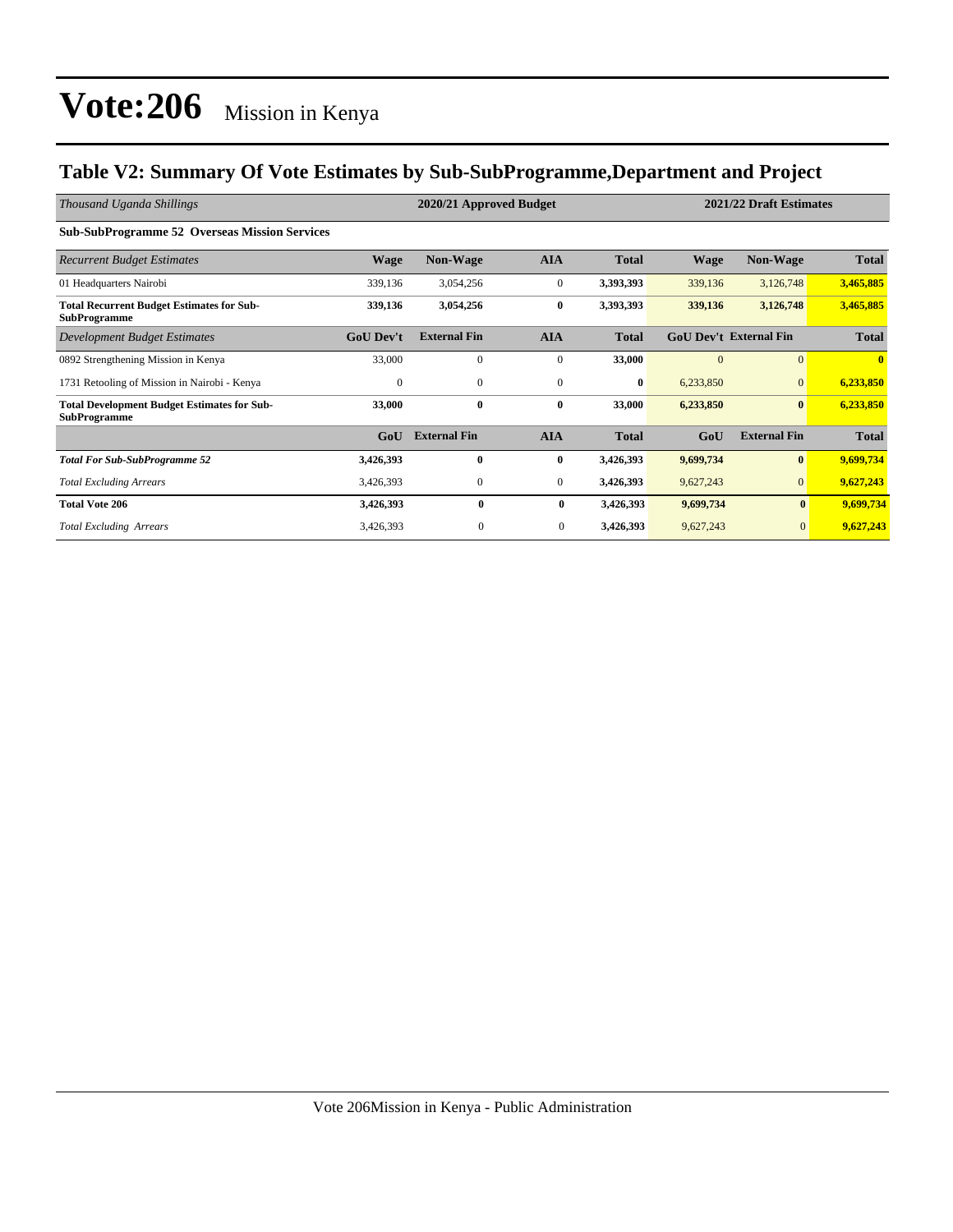# Vote:206 Mission in Kenya

## Table V2: Summary Of Vote Estimates by Sub-SubProgramme,Department and Project

| *Thousand Uganda Shillings* | 2020/21 Approved Budget | | | | 2021/22 Draft Estimates | | |
|---|---|---|---|---|---|---|---|
| **Sub-SubProgramme 52 Overseas Mission Services** | | | | | | | |
| *Recurrent Budget Estimates* | **Wage** | **Non-Wage** | **AIA** | **Total** | **Wage** | **Non-Wage** | **Total** |
| 01 Headquarters Nairobi | 339,136 | 3,054,256 | 0 | **3,393,393** | 339,136 | 3,126,748 | **3,465,885** |
| **Total Recurrent Budget Estimates for Sub-SubProgramme** | **339,136** | **3,054,256** | **0** | **3,393,393** | **339,136** | **3,126,748** | **3,465,885** |
| *Development Budget Estimates* | **GoU Dev't** | **External Fin** | **AIA** | **Total** | **GoU Dev't** | **External Fin** | **Total** |
| 0892 Strengthening Mission in Kenya | 33,000 | 0 | 0 | **33,000** | 0 | 0 | **0** |
| 1731 Retooling of Mission in Nairobi - Kenya | 0 | 0 | 0 | **0** | 6,233,850 | 0 | **6,233,850** |
| **Total Development Budget Estimates for Sub-SubProgramme** | **33,000** | **0** | **0** | **33,000** | **6,233,850** | **0** | **6,233,850** |
| | **GoU** | **External Fin** | **AIA** | **Total** | **GoU** | **External Fin** | **Total** |
| ***Total For Sub-SubProgramme 52*** | **3,426,393** | **0** | **0** | **3,426,393** | **9,699,734** | **0** | **9,699,734** |
| *Total Excluding Arrears* | 3,426,393 | 0 | 0 | 3,426,393 | 9,627,243 | 0 | **9,627,243** |
| **Total Vote 206** | **3,426,393** | **0** | **0** | **3,426,393** | **9,699,734** | **0** | **9,699,734** |
| *Total Excluding Arrears* | 3,426,393 | 0 | 0 | **3,426,393** | 9,627,243 | 0 | **9,627,243** |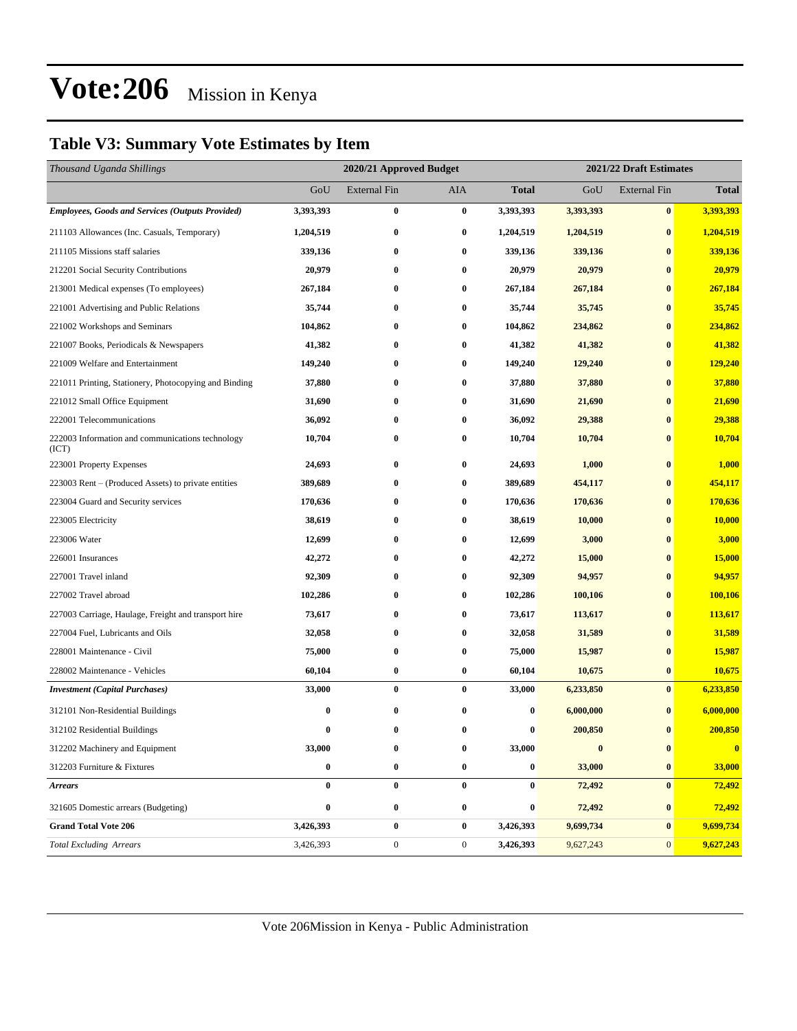# Vote:206 Mission in Kenya

## Table V3: Summary Vote Estimates by Item

| *Thousand Uganda Shillings* | 2020/21 Approved Budget | | | | 2021/22 Draft Estimates | | |
|---|---|---|---|---|---|---|---|
| | GoU | External Fin | AIA | **Total** | GoU | External Fin | **Total** |
| ***Employees, Goods and Services (Outputs Provided)*** | **3,393,393** | **0** | **0** | **3,393,393** | **3,393,393** | **0** | **3,393,393** |
| 211103 Allowances (Inc. Casuals, Temporary) | **1,204,519** | **0** | **0** | **1,204,519** | **1,204,519** | **0** | **1,204,519** |
| 211105 Missions staff salaries | **339,136** | **0** | **0** | **339,136** | **339,136** | **0** | **339,136** |
| 212201 Social Security Contributions | **20,979** | **0** | **0** | **20,979** | **20,979** | **0** | **20,979** |
| 213001 Medical expenses (To employees) | **267,184** | **0** | **0** | **267,184** | **267,184** | **0** | **267,184** |
| 221001 Advertising and Public Relations | **35,744** | **0** | **0** | **35,744** | **35,745** | **0** | **35,745** |
| 221002 Workshops and Seminars | **104,862** | **0** | **0** | **104,862** | **234,862** | **0** | **234,862** |
| 221007 Books, Periodicals & Newspapers | **41,382** | **0** | **0** | **41,382** | **41,382** | **0** | **41,382** |
| 221009 Welfare and Entertainment | **149,240** | **0** | **0** | **149,240** | **129,240** | **0** | **129,240** |
| 221011 Printing, Stationery, Photocopying and Binding | **37,880** | **0** | **0** | **37,880** | **37,880** | **0** | **37,880** |
| 221012 Small Office Equipment | **31,690** | **0** | **0** | **31,690** | **21,690** | **0** | **21,690** |
| 222001 Telecommunications | **36,092** | **0** | **0** | **36,092** | **29,388** | **0** | **29,388** |
| 222003 Information and communications technology (ICT) | **10,704** | **0** | **0** | **10,704** | **10,704** | **0** | **10,704** |
| 223001 Property Expenses | **24,693** | **0** | **0** | **24,693** | **1,000** | **0** | **1,000** |
| 223003 Rent – (Produced Assets) to private entities | **389,689** | **0** | **0** | **389,689** | **454,117** | **0** | **454,117** |
| 223004 Guard and Security services | **170,636** | **0** | **0** | **170,636** | **170,636** | **0** | **170,636** |
| 223005 Electricity | **38,619** | **0** | **0** | **38,619** | **10,000** | **0** | **10,000** |
| 223006 Water | **12,699** | **0** | **0** | **12,699** | **3,000** | **0** | **3,000** |
| 226001 Insurances | **42,272** | **0** | **0** | **42,272** | **15,000** | **0** | **15,000** |
| 227001 Travel inland | **92,309** | **0** | **0** | **92,309** | **94,957** | **0** | **94,957** |
| 227002 Travel abroad | **102,286** | **0** | **0** | **102,286** | **100,106** | **0** | **100,106** |
| 227003 Carriage, Haulage, Freight and transport hire | **73,617** | **0** | **0** | **73,617** | **113,617** | **0** | **113,617** |
| 227004 Fuel, Lubricants and Oils | **32,058** | **0** | **0** | **32,058** | **31,589** | **0** | **31,589** |
| 228001 Maintenance - Civil | **75,000** | **0** | **0** | **75,000** | **15,987** | **0** | **15,987** |
| 228002 Maintenance - Vehicles | **60,104** | **0** | **0** | **60,104** | **10,675** | **0** | **10,675** |
| ***Investment (Capital Purchases)*** | **33,000** | **0** | **0** | **33,000** | **6,233,850** | **0** | **6,233,850** |
| 312101 Non-Residential Buildings | **0** | **0** | **0** | **0** | **6,000,000** | **0** | **6,000,000** |
| 312102 Residential Buildings | **0** | **0** | **0** | **0** | **200,850** | **0** | **200,850** |
| 312202 Machinery and Equipment | **33,000** | **0** | **0** | **33,000** | **0** | **0** | **0** |
| 312203 Furniture & Fixtures | **0** | **0** | **0** | **0** | **33,000** | **0** | **33,000** |
| ***Arrears*** | **0** | **0** | **0** | **0** | **72,492** | **0** | **72,492** |
| 321605 Domestic arrears (Budgeting) | **0** | **0** | **0** | **0** | **72,492** | **0** | **72,492** |
| **Grand Total Vote 206** | **3,426,393** | **0** | **0** | **3,426,393** | **9,699,734** | **0** | **9,699,734** |
| *Total Excluding Arrears* | 3,426,393 | 0 | 0 | **3,426,393** | 9,627,243 | 0 | **9,627,243** |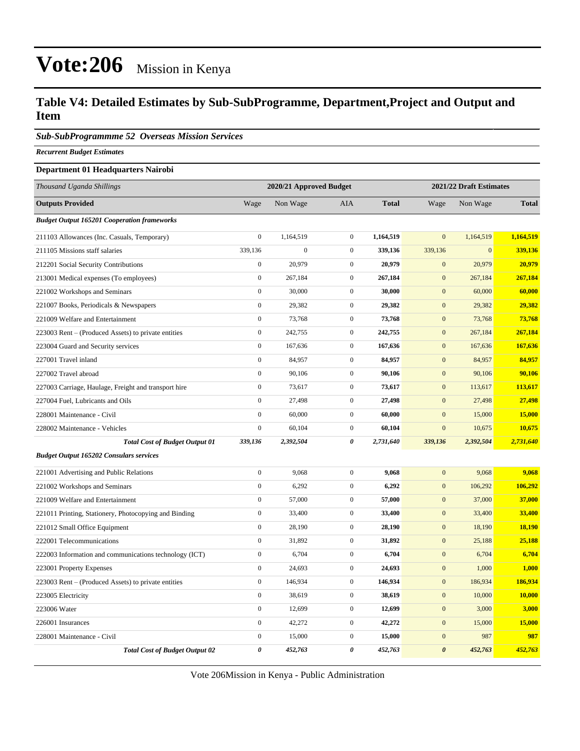# Vote:206 Mission in Kenya

## Table V4: Detailed Estimates by Sub-SubProgramme, Department,Project and Output and Item

### *Sub-SubProgrammme 52 Overseas Mission Services*

***Recurrent Budget Estimates***

**Department 01 Headquarters Nairobi**

| *Thousand Uganda Shillings* | 2020/21 Approved Budget | | | | 2021/22 Draft Estimates | | |
|---|---|---|---|---|---|---|---|
| **Outputs Provided** | Wage | Non Wage | AIA | **Total** | Wage | Non Wage | **Total** |
| ***Budget Output 165201 Cooperation frameworks*** | | | | | | | |
| 211103 Allowances (Inc. Casuals, Temporary) | 0 | 1,164,519 | 0 | **1,164,519** | 0 | 1,164,519 | **1,164,519** |
| 211105 Missions staff salaries | 339,136 | 0 | 0 | **339,136** | 339,136 | 0 | **339,136** |
| 212201 Social Security Contributions | 0 | 20,979 | 0 | **20,979** | 0 | 20,979 | **20,979** |
| 213001 Medical expenses (To employees) | 0 | 267,184 | 0 | **267,184** | 0 | 267,184 | **267,184** |
| 221002 Workshops and Seminars | 0 | 30,000 | 0 | **30,000** | 0 | 60,000 | **60,000** |
| 221007 Books, Periodicals & Newspapers | 0 | 29,382 | 0 | **29,382** | 0 | 29,382 | **29,382** |
| 221009 Welfare and Entertainment | 0 | 73,768 | 0 | **73,768** | 0 | 73,768 | **73,768** |
| 223003 Rent – (Produced Assets) to private entities | 0 | 242,755 | 0 | **242,755** | 0 | 267,184 | **267,184** |
| 223004 Guard and Security services | 0 | 167,636 | 0 | **167,636** | 0 | 167,636 | **167,636** |
| 227001 Travel inland | 0 | 84,957 | 0 | **84,957** | 0 | 84,957 | **84,957** |
| 227002 Travel abroad | 0 | 90,106 | 0 | **90,106** | 0 | 90,106 | **90,106** |
| 227003 Carriage, Haulage, Freight and transport hire | 0 | 73,617 | 0 | **73,617** | 0 | 113,617 | **113,617** |
| 227004 Fuel, Lubricants and Oils | 0 | 27,498 | 0 | **27,498** | 0 | 27,498 | **27,498** |
| 228001 Maintenance - Civil | 0 | 60,000 | 0 | **60,000** | 0 | 15,000 | **15,000** |
| 228002 Maintenance - Vehicles | 0 | 60,104 | 0 | **60,104** | 0 | 10,675 | **10,675** |
| ***Total Cost of Budget Output 01*** | ***339,136*** | ***2,392,504*** | ***0*** | ***2,731,640*** | ***339,136*** | ***2,392,504*** | ***2,731,640*** |
| ***Budget Output 165202 Consulars services*** | | | | | | | |
| 221001 Advertising and Public Relations | 0 | 9,068 | 0 | **9,068** | 0 | 9,068 | **9,068** |
| 221002 Workshops and Seminars | 0 | 6,292 | 0 | **6,292** | 0 | 106,292 | **106,292** |
| 221009 Welfare and Entertainment | 0 | 57,000 | 0 | **57,000** | 0 | 37,000 | **37,000** |
| 221011 Printing, Stationery, Photocopying and Binding | 0 | 33,400 | 0 | **33,400** | 0 | 33,400 | **33,400** |
| 221012 Small Office Equipment | 0 | 28,190 | 0 | **28,190** | 0 | 18,190 | **18,190** |
| 222001 Telecommunications | 0 | 31,892 | 0 | **31,892** | 0 | 25,188 | **25,188** |
| 222003 Information and communications technology (ICT) | 0 | 6,704 | 0 | **6,704** | 0 | 6,704 | **6,704** |
| 223001 Property Expenses | 0 | 24,693 | 0 | **24,693** | 0 | 1,000 | **1,000** |
| 223003 Rent – (Produced Assets) to private entities | 0 | 146,934 | 0 | **146,934** | 0 | 186,934 | **186,934** |
| 223005 Electricity | 0 | 38,619 | 0 | **38,619** | 0 | 10,000 | **10,000** |
| 223006 Water | 0 | 12,699 | 0 | **12,699** | 0 | 3,000 | **3,000** |
| 226001 Insurances | 0 | 42,272 | 0 | **42,272** | 0 | 15,000 | **15,000** |
| 228001 Maintenance - Civil | 0 | 15,000 | 0 | **15,000** | 0 | 987 | **987** |
| ***Total Cost of Budget Output 02*** | ***0*** | ***452,763*** | ***0*** | ***452,763*** | ***0*** | ***452,763*** | ***452,763*** |

Vote 206Mission in Kenya - Public Administration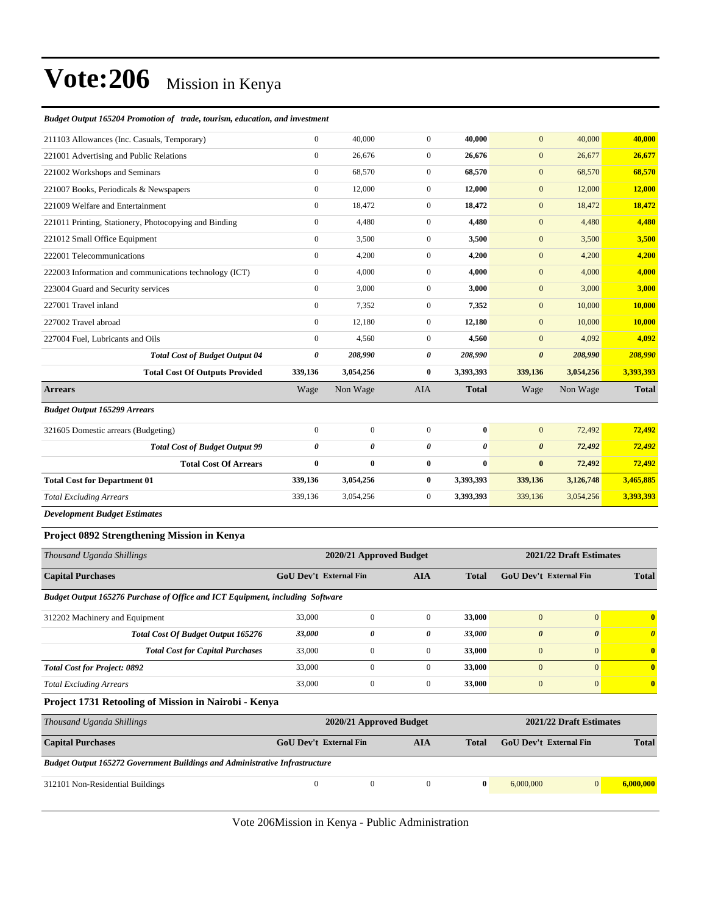# Vote:206 Mission in Kenya

*Budget Output 165204 Promotion of trade, tourism, education, and investment*

| | | | | | | | |
|---|---|---|---|---|---|---|---|
| 211103 Allowances (Inc. Casuals, Temporary) | 0 | 40,000 | 0 | **40,000** | 0 | 40,000 | **40,000** |
| 221001 Advertising and Public Relations | 0 | 26,676 | 0 | **26,676** | 0 | 26,677 | **26,677** |
| 221002 Workshops and Seminars | 0 | 68,570 | 0 | **68,570** | 0 | 68,570 | **68,570** |
| 221007 Books, Periodicals & Newspapers | 0 | 12,000 | 0 | **12,000** | 0 | 12,000 | **12,000** |
| 221009 Welfare and Entertainment | 0 | 18,472 | 0 | **18,472** | 0 | 18,472 | **18,472** |
| 221011 Printing, Stationery, Photocopying and Binding | 0 | 4,480 | 0 | **4,480** | 0 | 4,480 | **4,480** |
| 221012 Small Office Equipment | 0 | 3,500 | 0 | **3,500** | 0 | 3,500 | **3,500** |
| 222001 Telecommunications | 0 | 4,200 | 0 | **4,200** | 0 | 4,200 | **4,200** |
| 222003 Information and communications technology (ICT) | 0 | 4,000 | 0 | **4,000** | 0 | 4,000 | **4,000** |
| 223004 Guard and Security services | 0 | 3,000 | 0 | **3,000** | 0 | 3,000 | **3,000** |
| 227001 Travel inland | 0 | 7,352 | 0 | **7,352** | 0 | 10,000 | **10,000** |
| 227002 Travel abroad | 0 | 12,180 | 0 | **12,180** | 0 | 10,000 | **10,000** |
| 227004 Fuel, Lubricants and Oils | 0 | 4,560 | 0 | **4,560** | 0 | 4,092 | **4,092** |
| ***Total Cost of Budget Output 04*** | ***0*** | ***208,990*** | ***0*** | ***208,990*** | ***0*** | ***208,990*** | ***208,990*** |
| **Total Cost Of Outputs Provided** | **339,136** | **3,054,256** | **0** | **3,393,393** | **339,136** | **3,054,256** | **3,393,393** |
| **Arrears** | Wage | Non Wage | AIA | **Total** | Wage | Non Wage | **Total** |
| ***Budget Output 165299 Arrears*** | | | | | | | |
| 321605 Domestic arrears (Budgeting) | 0 | 0 | 0 | **0** | 0 | 72,492 | **72,492** |
| ***Total Cost of Budget Output 99*** | ***0*** | ***0*** | ***0*** | ***0*** | ***0*** | ***72,492*** | ***72,492*** |
| **Total Cost Of Arrears** | **0** | **0** | **0** | **0** | **0** | **72,492** | **72,492** |
| **Total Cost for Department 01** | **339,136** | **3,054,256** | **0** | **3,393,393** | **339,136** | **3,126,748** | **3,465,885** |
| *Total Excluding Arrears* | 339,136 | 3,054,256 | 0 | **3,393,393** | 339,136 | 3,054,256 | **3,393,393** |

***Development Budget Estimates***

### Project 0892 Strengthening Mission in Kenya

| *Thousand Uganda Shillings* | 2020/21 Approved Budget | | | | 2021/22 Draft Estimates | | |
|---|---|---|---|---|---|---|---|
| **Capital Purchases** | **GoU Dev't** | **External Fin** | **AIA** | **Total** | **GoU Dev't** | **External Fin** | **Total** |
| ***Budget Output 165276 Purchase of Office and ICT Equipment, including Software*** | | | | | | | |
| 312202 Machinery and Equipment | 33,000 | 0 | 0 | **33,000** | 0 | 0 | **0** |
| ***Total Cost Of Budget Output 165276*** | ***33,000*** | ***0*** | ***0*** | ***33,000*** | ***0*** | ***0*** | ***0*** |
| ***Total Cost for Capital Purchases*** | 33,000 | 0 | 0 | **33,000** | 0 | 0 | **0** |
| ***Total Cost for Project: 0892*** | 33,000 | 0 | 0 | **33,000** | 0 | 0 | **0** |
| *Total Excluding Arrears* | 33,000 | 0 | 0 | **33,000** | 0 | 0 | **0** |

### Project 1731 Retooling of Mission in Nairobi - Kenya

| *Thousand Uganda Shillings* | 2020/21 Approved Budget | | | | 2021/22 Draft Estimates | | |
|---|---|---|---|---|---|---|---|
| **Capital Purchases** | **GoU Dev't** | **External Fin** | **AIA** | **Total** | **GoU Dev't** | **External Fin** | **Total** |
| ***Budget Output 165272 Government Buildings and Administrative Infrastructure*** | | | | | | | |
| 312101 Non-Residential Buildings | 0 | 0 | 0 | **0** | 6,000,000 | 0 | **6,000,000** |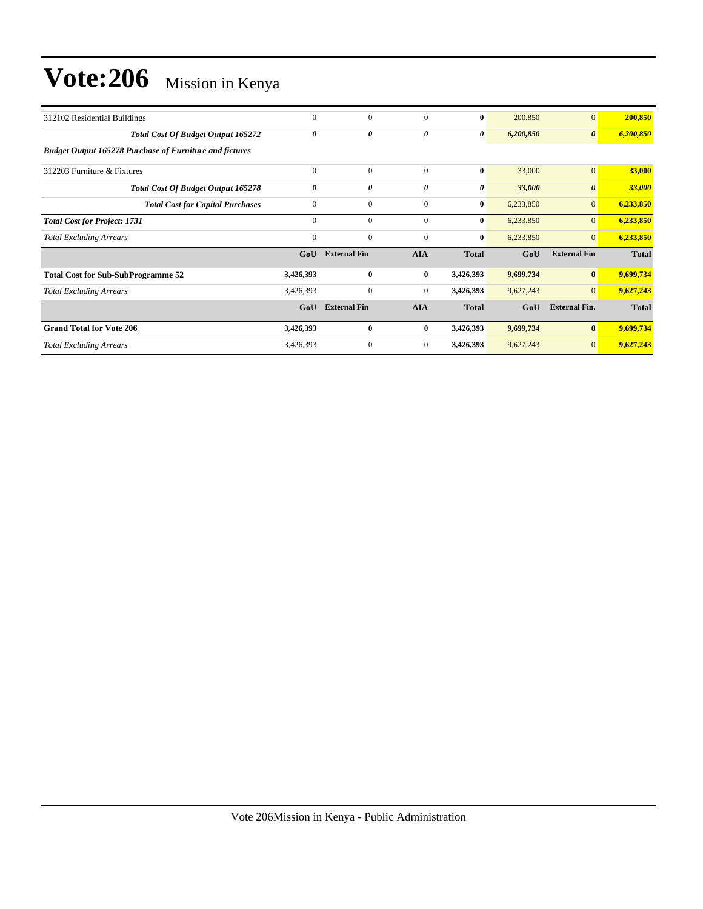| | | | | | | | |
|---|---|---|---|---|---|---|---|
| 312102 Residential Buildings | 0 | 0 | 0 | **0** | 200,850 | 0 | **200,850** |
| ***Total Cost Of Budget Output 165272*** | ***0*** | ***0*** | ***0*** | ***0*** | ***6,200,850*** | ***0*** | ***6,200,850*** |
| ***Budget Output 165278 Purchase of Furniture and fictures*** | | | | | | | |
| 312203 Furniture & Fixtures | 0 | 0 | 0 | **0** | 33,000 | 0 | **33,000** |
| ***Total Cost Of Budget Output 165278*** | ***0*** | ***0*** | ***0*** | ***0*** | ***33,000*** | ***0*** | ***33,000*** |
| ***Total Cost for Capital Purchases*** | 0 | 0 | 0 | **0** | 6,233,850 | 0 | **6,233,850** |
| ***Total Cost for Project: 1731*** | 0 | 0 | 0 | **0** | 6,233,850 | 0 | **6,233,850** |
| *Total Excluding Arrears* | 0 | 0 | 0 | **0** | 6,233,850 | 0 | **6,233,850** |
| | **GoU** | **External Fin** | **AIA** | **Total** | **GoU** | **External Fin** | **Total** |
| **Total Cost for Sub-SubProgramme 52** | **3,426,393** | **0** | **0** | **3,426,393** | **9,699,734** | **0** | **9,699,734** |
| *Total Excluding Arrears* | 3,426,393 | 0 | 0 | **3,426,393** | 9,627,243 | 0 | **9,627,243** |
| | **GoU** | **External Fin** | **AIA** | **Total** | **GoU** | **External Fin.** | **Total** |
| **Grand Total for Vote 206** | **3,426,393** | **0** | **0** | **3,426,393** | **9,699,734** | **0** | **9,699,734** |
| *Total Excluding Arrears* | 3,426,393 | 0 | 0 | **3,426,393** | 9,627,243 | 0 | **9,627,243** |